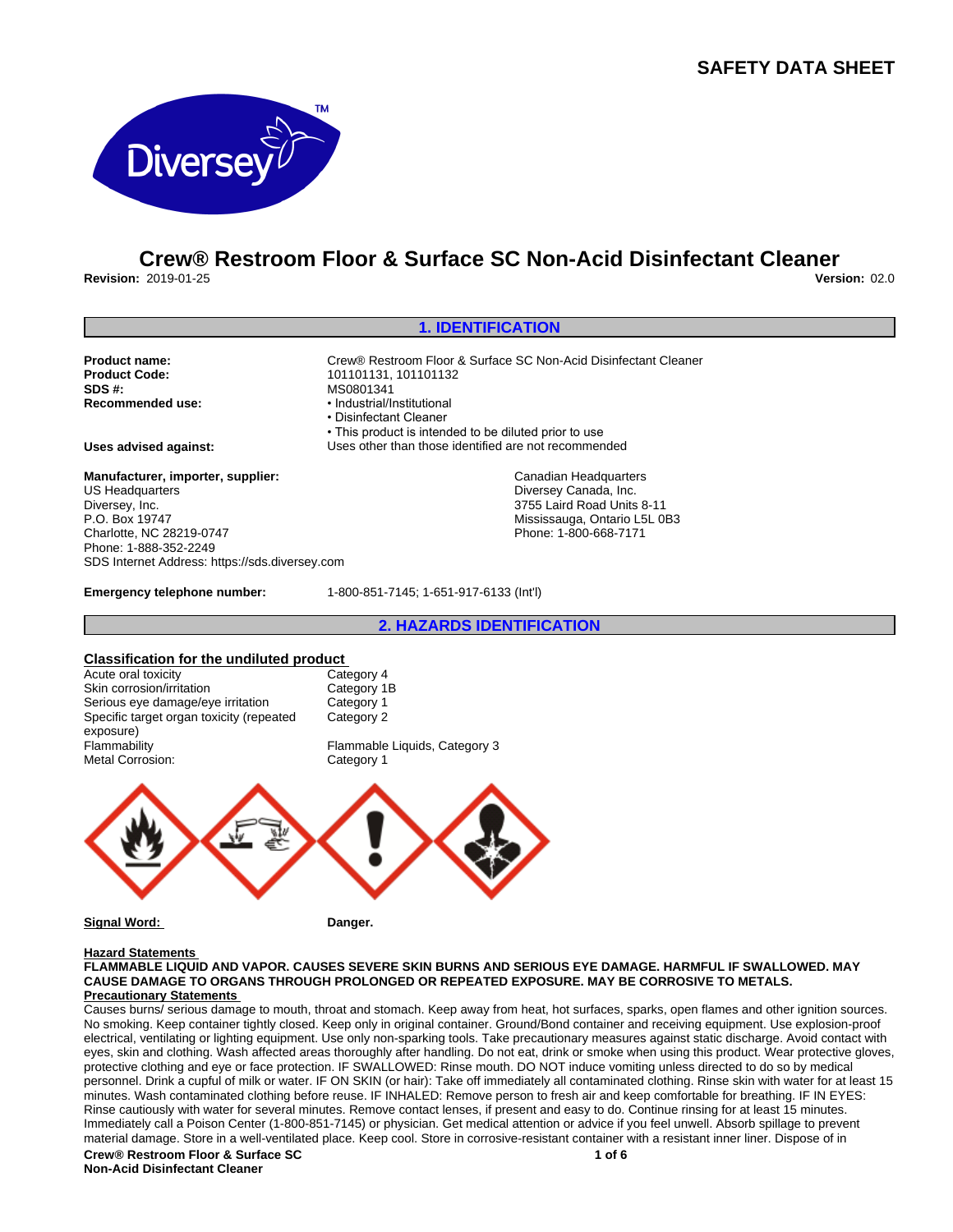# SAFETY DATA SHEET

## Crew® Restroom Floor & Surface SC Non-Acid Disinfectant Cleaner

**Revision:** 2019-01-25 **Version:** 02.0

## 1. IDENTIFICATION

**Product name:** Crew® Restroom Floor & Surface SC Non-Acid Disinfectant Cleaner
**Product Code:** 101101131, 101101132
**SDS #:** MS0801341
**Recommended use:**
- Industrial/Institutional
- Disinfectant Cleaner
- This product is intended to be diluted prior to use

**Uses advised against:** Uses other than those identified are not recommended

**Manufacturer, importer, supplier:**
US Headquarters
Diversey, Inc.
P.O. Box 19747
Charlotte, NC 28219-0747
Phone: 1-888-352-2249
SDS Internet Address: https://sds.diversey.com

Canadian Headquarters
Diversey Canada, Inc.
3755 Laird Road Units 8-11
Mississauga, Ontario L5L 0B3
Phone: 1-800-668-7171

**Emergency telephone number:** 1-800-851-7145; 1-651-917-6133 (Int'l)

## 2. HAZARDS IDENTIFICATION

**Classification for the undiluted product**

| | |
|---|---|
| Acute oral toxicity | Category 4 |
| Skin corrosion/irritation | Category 1B |
| Serious eye damage/eye irritation | Category 1 |
| Specific target organ toxicity (repeated exposure) | Category 2 |
| Flammability | Flammable Liquids, Category 3 |
| Metal Corrosion: | Category 1 |

**Signal Word:** **Danger.**

**Hazard Statements**
**FLAMMABLE LIQUID AND VAPOR. CAUSES SEVERE SKIN BURNS AND SERIOUS EYE DAMAGE. HARMFUL IF SWALLOWED. MAY CAUSE DAMAGE TO ORGANS THROUGH PROLONGED OR REPEATED EXPOSURE. MAY BE CORROSIVE TO METALS.**

**Precautionary Statements**
Causes burns/ serious damage to mouth, throat and stomach. Keep away from heat, hot surfaces, sparks, open flames and other ignition sources. No smoking. Keep container tightly closed. Keep only in original container. Ground/Bond container and receiving equipment. Use explosion-proof electrical, ventilating or lighting equipment. Use only non-sparking tools. Take precautionary measures against static discharge. Avoid contact with eyes, skin and clothing. Wash affected areas thoroughly after handling. Do not eat, drink or smoke when using this product. Wear protective gloves, protective clothing and eye or face protection. IF SWALLOWED: Rinse mouth. DO NOT induce vomiting unless directed to do so by medical personnel. Drink a cupful of milk or water. IF ON SKIN (or hair): Take off immediately all contaminated clothing. Rinse skin with water for at least 15 minutes. Wash contaminated clothing before reuse. IF INHALED: Remove person to fresh air and keep comfortable for breathing. IF IN EYES: Rinse cautiously with water for several minutes. Remove contact lenses, if present and easy to do. Continue rinsing for at least 15 minutes. Immediately call a Poison Center (1-800-851-7145) or physician. Get medical attention or advice if you feel unwell. Absorb spillage to prevent material damage. Store in a well-ventilated place. Keep cool. Store in corrosive-resistant container with a resistant inner liner. Dispose of in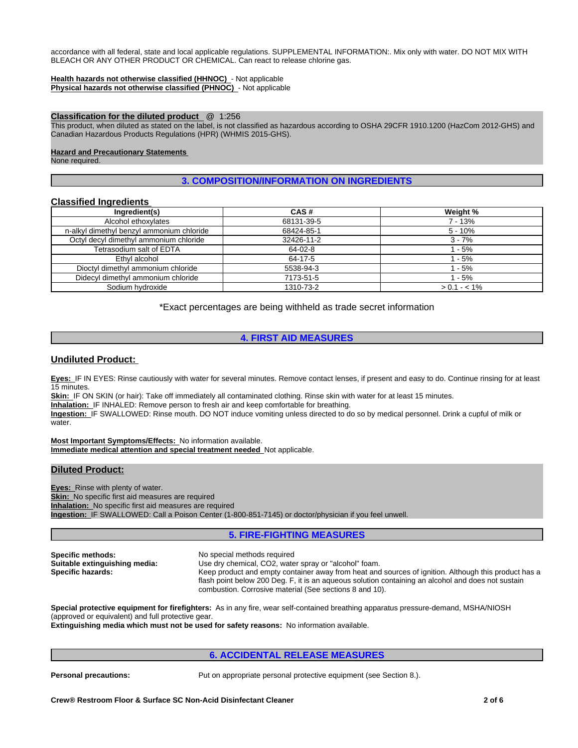accordance with all federal, state and local applicable regulations. SUPPLEMENTAL INFORMATION:. Mix only with water. DO NOT MIX WITH BLEACH OR ANY OTHER PRODUCT OR CHEMICAL. Can react to release chlorine gas.

**Health hazards not otherwise classified (HHNOC)** - Not applicable
**Physical hazards not otherwise classified (PHNOC)** - Not applicable

**Classification for the diluted product** @ 1:256
This product, when diluted as stated on the label, is not classified as hazardous according to OSHA 29CFR 1910.1200 (HazCom 2012-GHS) and Canadian Hazardous Products Regulations (HPR) (WHMIS 2015-GHS).

**Hazard and Precautionary Statements**
None required.

## 3. COMPOSITION/INFORMATION ON INGREDIENTS

### Classified Ingredients

| Ingredient(s) | CAS # | Weight % |
|---|---|---|
| Alcohol ethoxylates | 68131-39-5 | 7 - 13% |
| n-alkyl dimethyl benzyl ammonium chloride | 68424-85-1 | 5 - 10% |
| Octyl decyl dimethyl ammonium chloride | 32426-11-2 | 3 - 7% |
| Tetrasodium salt of EDTA | 64-02-8 | 1 - 5% |
| Ethyl alcohol | 64-17-5 | 1 - 5% |
| Dioctyl dimethyl ammonium chloride | 5538-94-3 | 1 - 5% |
| Didecyl dimethyl ammonium chloride | 7173-51-5 | 1 - 5% |
| Sodium hydroxide | 1310-73-2 | > 0.1 - < 1% |

*Exact percentages are being withheld as trade secret information

## 4. FIRST AID MEASURES

### Undiluted Product:

**Eyes:** IF IN EYES: Rinse cautiously with water for several minutes. Remove contact lenses, if present and easy to do. Continue rinsing for at least 15 minutes.
**Skin:** IF ON SKIN (or hair): Take off immediately all contaminated clothing. Rinse skin with water for at least 15 minutes.
**Inhalation:** IF INHALED: Remove person to fresh air and keep comfortable for breathing.
**Ingestion:** IF SWALLOWED: Rinse mouth. DO NOT induce vomiting unless directed to do so by medical personnel. Drink a cupful of milk or water.

**Most Important Symptoms/Effects:** No information available.
**Immediate medical attention and special treatment needed** Not applicable.

### Diluted Product:

**Eyes:** Rinse with plenty of water.
**Skin:** No specific first aid measures are required
**Inhalation:** No specific first aid measures are required
**Ingestion:** IF SWALLOWED: Call a Poison Center (1-800-851-7145) or doctor/physician if you feel unwell.

## 5. FIRE-FIGHTING MEASURES

**Specific methods:** No special methods required
**Suitable extinguishing media:** Use dry chemical, $CO_2$, water spray or "alcohol" foam.
**Specific hazards:** Keep product and empty container away from heat and sources of ignition. Although this product has a flash point below 200 Deg. F, it is an aqueous solution containing an alcohol and does not sustain combustion. Corrosive material (See sections 8 and 10).

**Special protective equipment for firefighters:** As in any fire, wear self-contained breathing apparatus pressure-demand, MSHA/NIOSH (approved or equivalent) and full protective gear.
**Extinguishing media which must not be used for safety reasons:** No information available.

## 6. ACCIDENTAL RELEASE MEASURES

**Personal precautions:** Put on appropriate personal protective equipment (see Section 8.).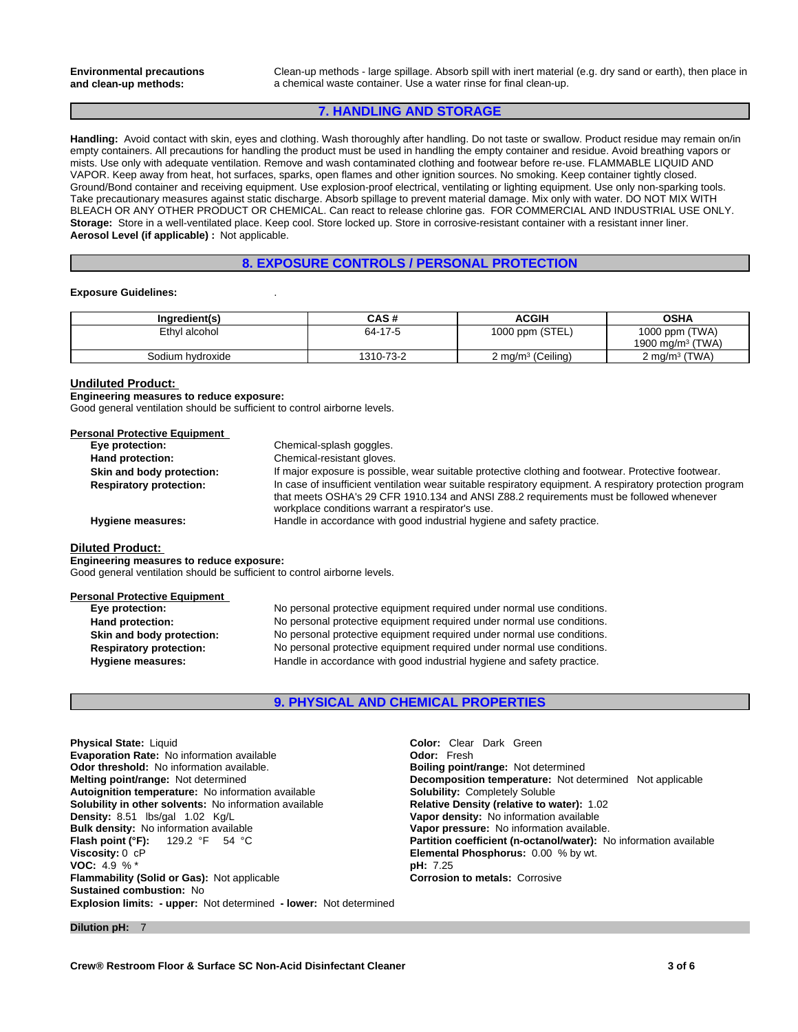**Environmental precautions and clean-up methods:** Clean-up methods - large spillage. Absorb spill with inert material (e.g. dry sand or earth), then place in a chemical waste container. Use a water rinse for final clean-up.

## 7. HANDLING AND STORAGE

**Handling:** Avoid contact with skin, eyes and clothing. Wash thoroughly after handling. Do not taste or swallow. Product residue may remain on/in empty containers. All precautions for handling the product must be used in handling the empty container and residue. Avoid breathing vapors or mists. Use only with adequate ventilation. Remove and wash contaminated clothing and footwear before re-use. FLAMMABLE LIQUID AND VAPOR. Keep away from heat, hot surfaces, sparks, open flames and other ignition sources. No smoking. Keep container tightly closed. Ground/Bond container and receiving equipment. Use explosion-proof electrical, ventilating or lighting equipment. Use only non-sparking tools. Take precautionary measures against static discharge. Absorb spillage to prevent material damage. Mix only with water. DO NOT MIX WITH BLEACH OR ANY OTHER PRODUCT OR CHEMICAL. Can react to release chlorine gas. FOR COMMERCIAL AND INDUSTRIAL USE ONLY.
**Storage:** Store in a well-ventilated place. Keep cool. Store locked up. Store in corrosive-resistant container with a resistant inner liner.
**Aerosol Level (if applicable) :** Not applicable.

## 8. EXPOSURE CONTROLS / PERSONAL PROTECTION

**Exposure Guidelines:** .

| Ingredient(s) | CAS # | ACGIH | OSHA |
|---|---|---|---|
| Ethyl alcohol | 64-17-5 | 1000 ppm (STEL) | 1000 ppm (TWA)<br>1900 mg/m³ (TWA) |
| Sodium hydroxide | 1310-73-2 | 2 mg/m³ (Ceiling) | 2 mg/m³ (TWA) |

### Undiluted Product:

**Engineering measures to reduce exposure:**
Good general ventilation should be sufficient to control airborne levels.

**Personal Protective Equipment**

- **Eye protection:** Chemical-splash goggles.
- **Hand protection:** Chemical-resistant gloves.
- **Skin and body protection:** If major exposure is possible, wear suitable protective clothing and footwear. Protective footwear.
- **Respiratory protection:** In case of insufficient ventilation wear suitable respiratory equipment. A respiratory protection program that meets OSHA's 29 CFR 1910.134 and ANSI Z88.2 requirements must be followed whenever workplace conditions warrant a respirator's use.
- **Hygiene measures:** Handle in accordance with good industrial hygiene and safety practice.

### Diluted Product:

**Engineering measures to reduce exposure:**
Good general ventilation should be sufficient to control airborne levels.

**Personal Protective Equipment**

- **Eye protection:** No personal protective equipment required under normal use conditions.
- **Hand protection:** No personal protective equipment required under normal use conditions.
- **Skin and body protection:** No personal protective equipment required under normal use conditions.
- **Respiratory protection:** No personal protective equipment required under normal use conditions.
- **Hygiene measures:** Handle in accordance with good industrial hygiene and safety practice.

## 9. PHYSICAL AND CHEMICAL PROPERTIES

**Physical State:** Liquid
**Evaporation Rate:** No information available
**Odor threshold:** No information available.
**Melting point/range:** Not determined
**Autoignition temperature:** No information available
**Solubility in other solvents:** No information available
**Density:** 8.51 lbs/gal 1.02 Kg/L
**Bulk density:** No information available
**Flash point (°F):** 129.2 °F 54 °C
**Viscosity:** 0 cP
**VOC:** 4.9 % *
**Flammability (Solid or Gas):** Not applicable
**Sustained combustion:** No
**Explosion limits:** **- upper:** Not determined **- lower:** Not determined

**Color:** Clear Dark Green
**Odor:** Fresh
**Boiling point/range:** Not determined
**Decomposition temperature:** Not determined Not applicable
**Solubility:** Completely Soluble
**Relative Density (relative to water):** 1.02
**Vapor density:** No information available
**Vapor pressure:** No information available.
**Partition coefficient (n-octanol/water):** No information available
**Elemental Phosphorus:** 0.00 % by wt.
**pH:** 7.25
**Corrosion to metals:** Corrosive

**Dilution pH:** 7

Crew® Restroom Floor & Surface SC Non-Acid Disinfectant Cleaner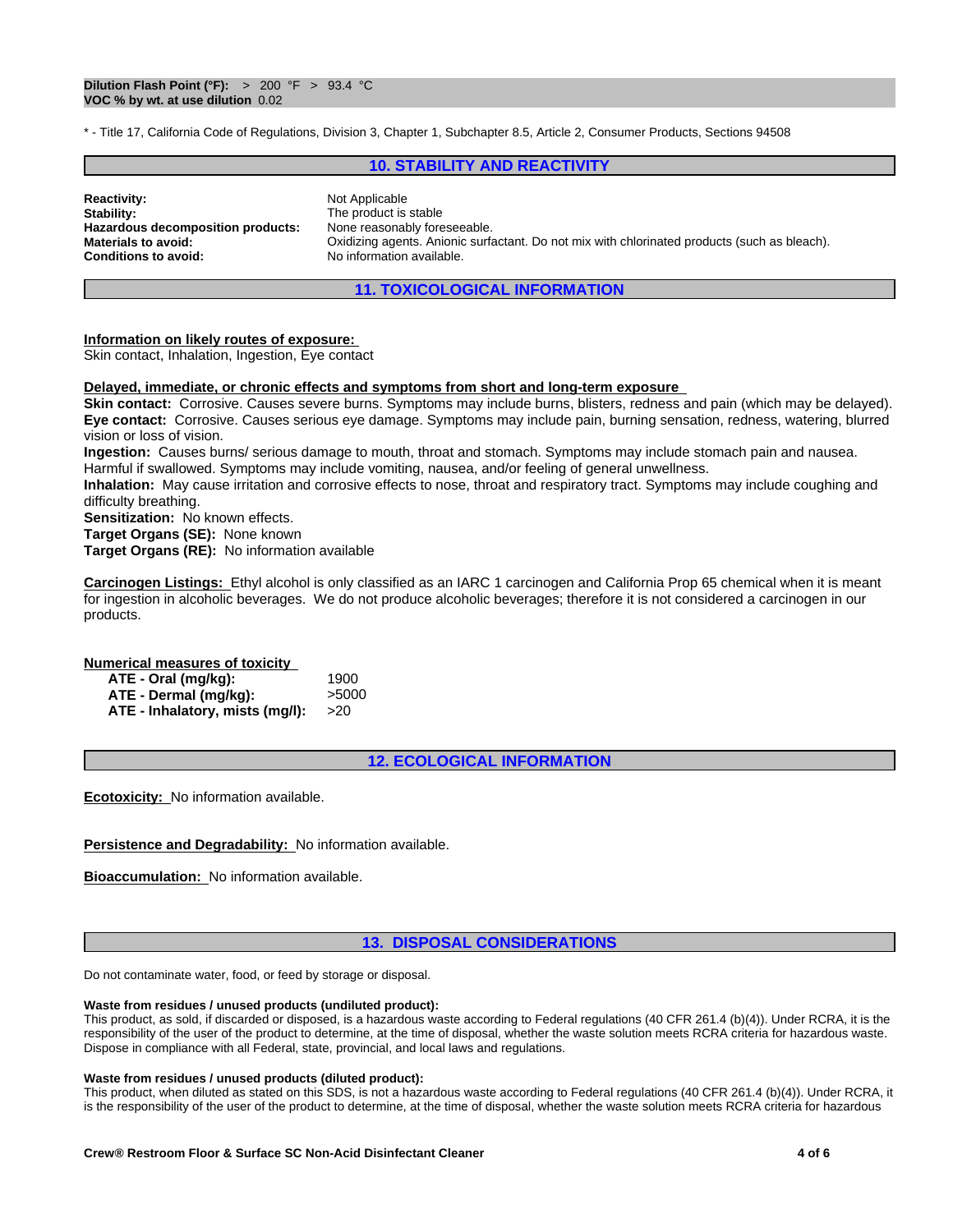**Dilution Flash Point (°F):** > 200 °F > 93.4 °C
**VOC % by wt. at use dilution** 0.02

* - Title 17, California Code of Regulations, Division 3, Chapter 1, Subchapter 8.5, Article 2, Consumer Products, Sections 94508

## 10. STABILITY AND REACTIVITY

| | |
|---|---|
| **Reactivity:** | Not Applicable |
| **Stability:** | The product is stable |
| **Hazardous decomposition products:** | None reasonably foreseeable. |
| **Materials to avoid:** | Oxidizing agents. Anionic surfactant. Do not mix with chlorinated products (such as bleach). |
| **Conditions to avoid:** | No information available. |

## 11. TOXICOLOGICAL INFORMATION

**Information on likely routes of exposure:**
Skin contact, Inhalation, Ingestion, Eye contact

**Delayed, immediate, or chronic effects and symptoms from short and long-term exposure**
**Skin contact:** Corrosive. Causes severe burns. Symptoms may include burns, blisters, redness and pain (which may be delayed).
**Eye contact:** Corrosive. Causes serious eye damage. Symptoms may include pain, burning sensation, redness, watering, blurred vision or loss of vision.
**Ingestion:** Causes burns/ serious damage to mouth, throat and stomach. Symptoms may include stomach pain and nausea. Harmful if swallowed. Symptoms may include vomiting, nausea, and/or feeling of general unwellness.
**Inhalation:** May cause irritation and corrosive effects to nose, throat and respiratory tract. Symptoms may include coughing and difficulty breathing.
**Sensitization:** No known effects.
**Target Organs (SE):** None known
**Target Organs (RE):** No information available

**Carcinogen Listings:** Ethyl alcohol is only classified as an IARC 1 carcinogen and California Prop 65 chemical when it is meant for ingestion in alcoholic beverages. We do not produce alcoholic beverages; therefore it is not considered a carcinogen in our products.

**Numerical measures of toxicity**

| | |
|---|---|
| **ATE - Oral (mg/kg):** | 1900 |
| **ATE - Dermal (mg/kg):** | >5000 |
| **ATE - Inhalatory, mists (mg/l):** | >20 |

## 12. ECOLOGICAL INFORMATION

**Ecotoxicity:** No information available.

**Persistence and Degradability:** No information available.

**Bioaccumulation:** No information available.

## 13. DISPOSAL CONSIDERATIONS

Do not contaminate water, food, or feed by storage or disposal.

**Waste from residues / unused products (undiluted product):**
This product, as sold, if discarded or disposed, is a hazardous waste according to Federal regulations (40 CFR 261.4 (b)(4)). Under RCRA, it is the responsibility of the user of the product to determine, at the time of disposal, whether the waste solution meets RCRA criteria for hazardous waste. Dispose in compliance with all Federal, state, provincial, and local laws and regulations.

**Waste from residues / unused products (diluted product):**
This product, when diluted as stated on this SDS, is not a hazardous waste according to Federal regulations (40 CFR 261.4 (b)(4)). Under RCRA, it is the responsibility of the user of the product to determine, at the time of disposal, whether the waste solution meets RCRA criteria for hazardous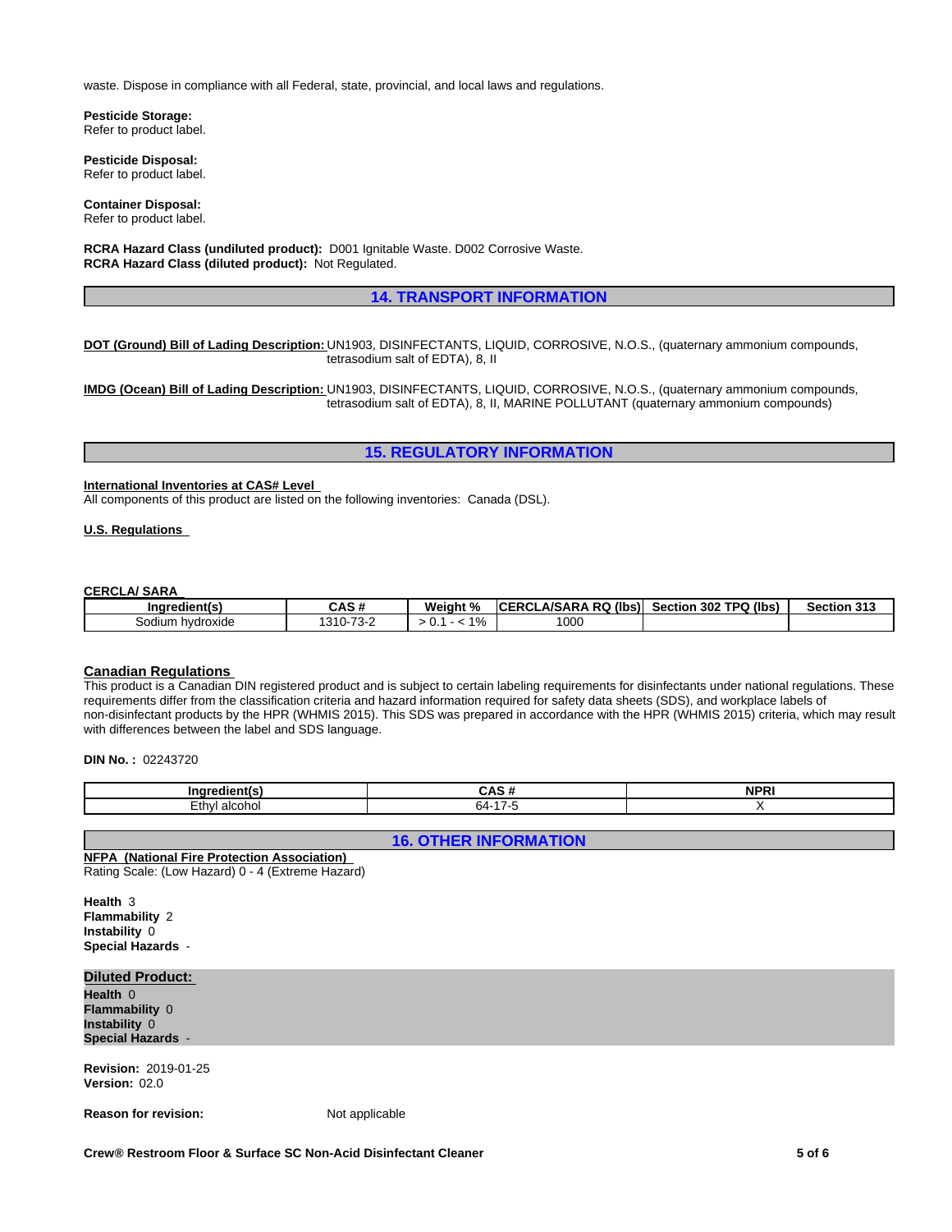waste. Dispose in compliance with all Federal, state, provincial, and local laws and regulations.

**Pesticide Storage:**
Refer to product label.

**Pesticide Disposal:**
Refer to product label.

**Container Disposal:**
Refer to product label.

**RCRA Hazard Class (undiluted product):** D001 Ignitable Waste. D002 Corrosive Waste.
**RCRA Hazard Class (diluted product):** Not Regulated.

## 14. TRANSPORT INFORMATION

**DOT (Ground) Bill of Lading Description:** UN1903, DISINFECTANTS, LIQUID, CORROSIVE, N.O.S., (quaternary ammonium compounds, tetrasodium salt of EDTA), 8, II

**IMDG (Ocean) Bill of Lading Description:** UN1903, DISINFECTANTS, LIQUID, CORROSIVE, N.O.S., (quaternary ammonium compounds, tetrasodium salt of EDTA), 8, II, MARINE POLLUTANT (quaternary ammonium compounds)

## 15. REGULATORY INFORMATION

**International Inventories at CAS# Level**
All components of this product are listed on the following inventories: Canada (DSL).

**U.S. Regulations**

**CERCLA/ SARA**

| Ingredient(s) | CAS # | Weight % | CERCLA/SARA RQ (lbs) | Section 302 TPQ (lbs) | Section 313 |
|---|---|---|---|---|---|
| Sodium hydroxide | 1310-73-2 | > 0.1 - < 1% | 1000 | | |

**Canadian Regulations**
This product is a Canadian DIN registered product and is subject to certain labeling requirements for disinfectants under national regulations. These requirements differ from the classification criteria and hazard information required for safety data sheets (SDS), and workplace labels of non-disinfectant products by the HPR (WHMIS 2015). This SDS was prepared in accordance with the HPR (WHMIS 2015) criteria, which may result with differences between the label and SDS language.

**DIN No. :** 02243720

| Ingredient(s) | CAS # | NPRI |
|---|---|---|
| Ethyl alcohol | 64-17-5 | X |

## 16. OTHER INFORMATION

**NFPA (National Fire Protection Association)**
Rating Scale: (Low Hazard) 0 - 4 (Extreme Hazard)

**Health** 3
**Flammability** 2
**Instability** 0
**Special Hazards** -

**Diluted Product:**
**Health** 0
**Flammability** 0
**Instability** 0
**Special Hazards** -

**Revision:** 2019-01-25
**Version:** 02.0

**Reason for revision:** Not applicable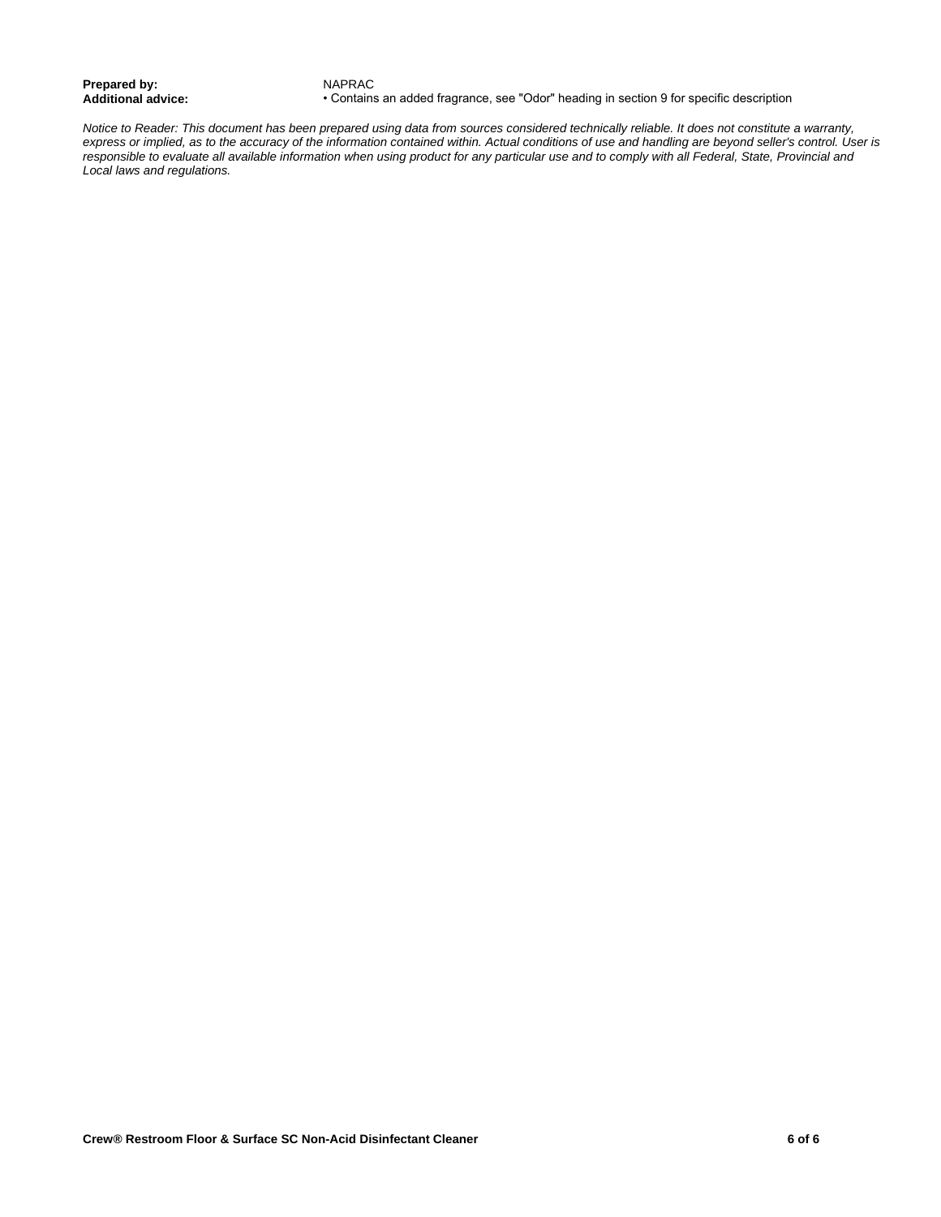**Prepared by:** NAPRAC

**Additional advice:** • Contains an added fragrance, see "Odor" heading in section 9 for specific description

*Notice to Reader: This document has been prepared using data from sources considered technically reliable. It does not constitute a warranty, express or implied, as to the accuracy of the information contained within. Actual conditions of use and handling are beyond seller's control. User is responsible to evaluate all available information when using product for any particular use and to comply with all Federal, State, Provincial and Local laws and regulations.*